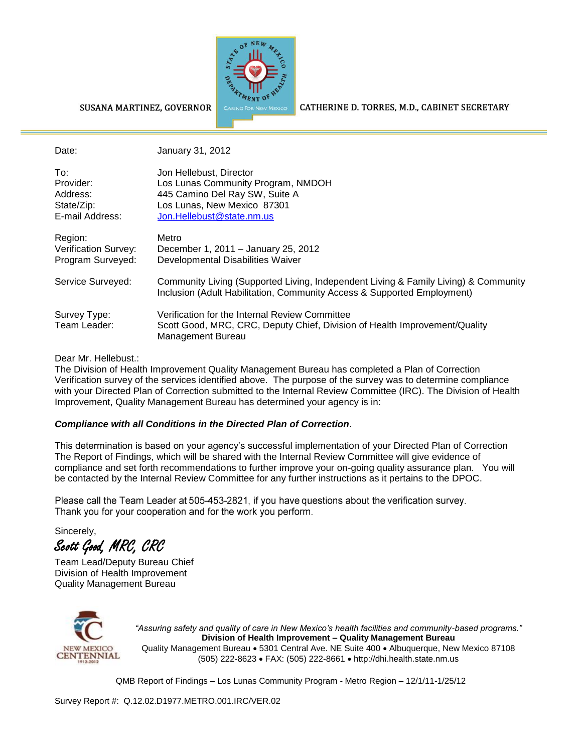SUSANA MARTINEZ, GOVERNOR CATHERINE D. TORRES, M.D., CABINET SECRETARY

| | |
|---|---|
| Date: | January 31, 2012 |
| To: | Jon Hellebust, Director |
| Provider: | Los Lunas Community Program, NMDOH |
| Address: | 445 Camino Del Ray SW, Suite A |
| State/Zip: | Los Lunas, New Mexico 87301 |
| E-mail Address: | Jon.Hellebust@state.nm.us |
| Region: | Metro |
| Verification Survey: | December 1, 2011 – January 25, 2012 |
| Program Surveyed: | Developmental Disabilities Waiver |
| Service Surveyed: | Community Living (Supported Living, Independent Living & Family Living) & Community Inclusion (Adult Habilitation, Community Access & Supported Employment) |
| Survey Type: | Verification for the Internal Review Committee |
| Team Leader: | Scott Good, MRC, CRC, Deputy Chief, Division of Health Improvement/Quality Management Bureau |

Dear Mr. Hellebust.:

The Division of Health Improvement Quality Management Bureau has completed a Plan of Correction Verification survey of the services identified above. The purpose of the survey was to determine compliance with your Directed Plan of Correction submitted to the Internal Review Committee (IRC). The Division of Health Improvement, Quality Management Bureau has determined your agency is in:

***Compliance with all Conditions in the Directed Plan of Correction***.

This determination is based on your agency's successful implementation of your Directed Plan of Correction The Report of Findings, which will be shared with the Internal Review Committee will give evidence of compliance and set forth recommendations to further improve your on-going quality assurance plan. You will be contacted by the Internal Review Committee for any further instructions as it pertains to the DPOC.

Please call the Team Leader at 505-453-2821, if you have questions about the verification survey. Thank you for your cooperation and for the work you perform.

Sincerely,

*Scott Good, MRC, CRC*

Team Lead/Deputy Bureau Chief
Division of Health Improvement
Quality Management Bureau

*"Assuring safety and quality of care in New Mexico's health facilities and community-based programs."*
**Division of Health Improvement – Quality Management Bureau**
Quality Management Bureau • 5301 Central Ave. NE Suite 400 • Albuquerque, New Mexico 87108
(505) 222-8623 • FAX: (505) 222-8661 • http://dhi.health.state.nm.us

QMB Report of Findings – Los Lunas Community Program - Metro Region – 12/1/11-1/25/12

Survey Report #: Q.12.02.D1977.METRO.001.IRC/VER.02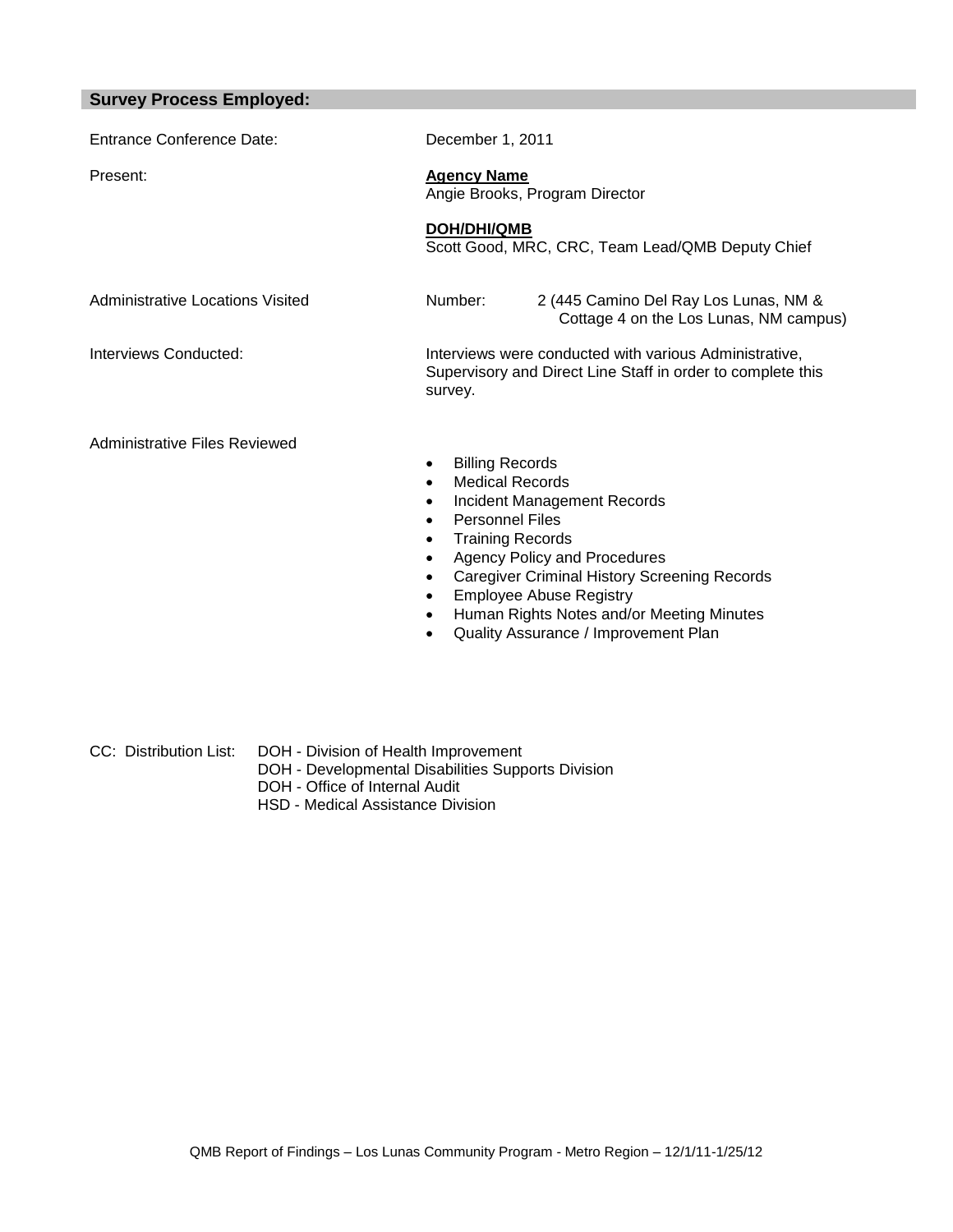## Survey Process Employed:

Entrance Conference Date: December 1, 2011

Present:

**Agency Name**
Angie Brooks, Program Director

**DOH/DHI/QMB**
Scott Good, MRC, CRC, Team Lead/QMB Deputy Chief

Administrative Locations Visited — Number: 2 (445 Camino Del Ray Los Lunas, NM & Cottage 4 on the Los Lunas, NM campus)

Interviews Conducted: Interviews were conducted with various Administrative, Supervisory and Direct Line Staff in order to complete this survey.

Administrative Files Reviewed

- Billing Records
- Medical Records
- Incident Management Records
- Personnel Files
- Training Records
- Agency Policy and Procedures
- Caregiver Criminal History Screening Records
- Employee Abuse Registry
- Human Rights Notes and/or Meeting Minutes
- Quality Assurance / Improvement Plan

CC: Distribution List:
DOH - Division of Health Improvement
DOH - Developmental Disabilities Supports Division
DOH - Office of Internal Audit
HSD - Medical Assistance Division